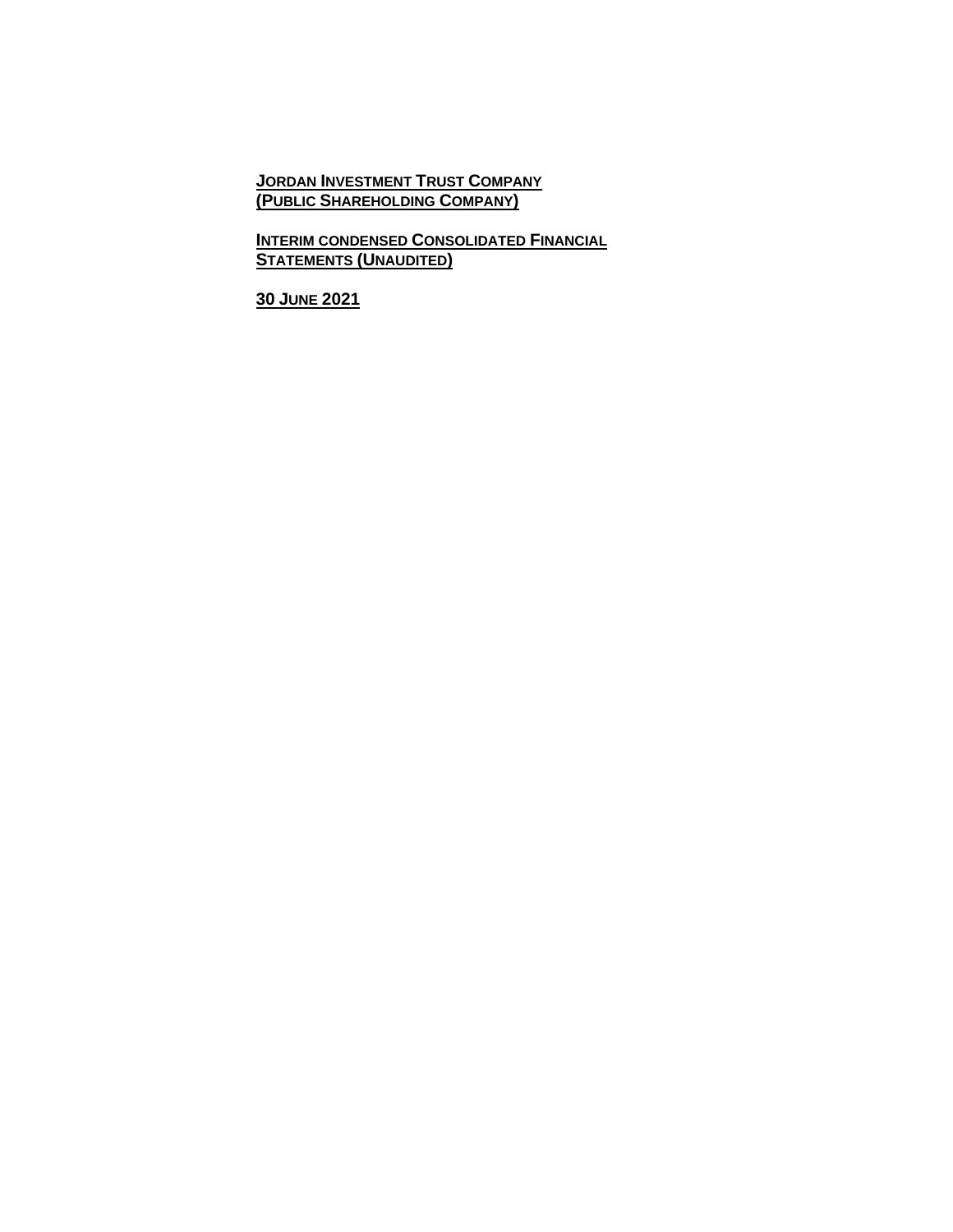**JORDAN INVESTMENT TRUST COMPANY**
**(PUBLIC SHAREHOLDING COMPANY)**

**INTERIM CONDENSED CONSOLIDATED FINANCIAL STATEMENTS (UNAUDITED)**

**30 JUNE 2021**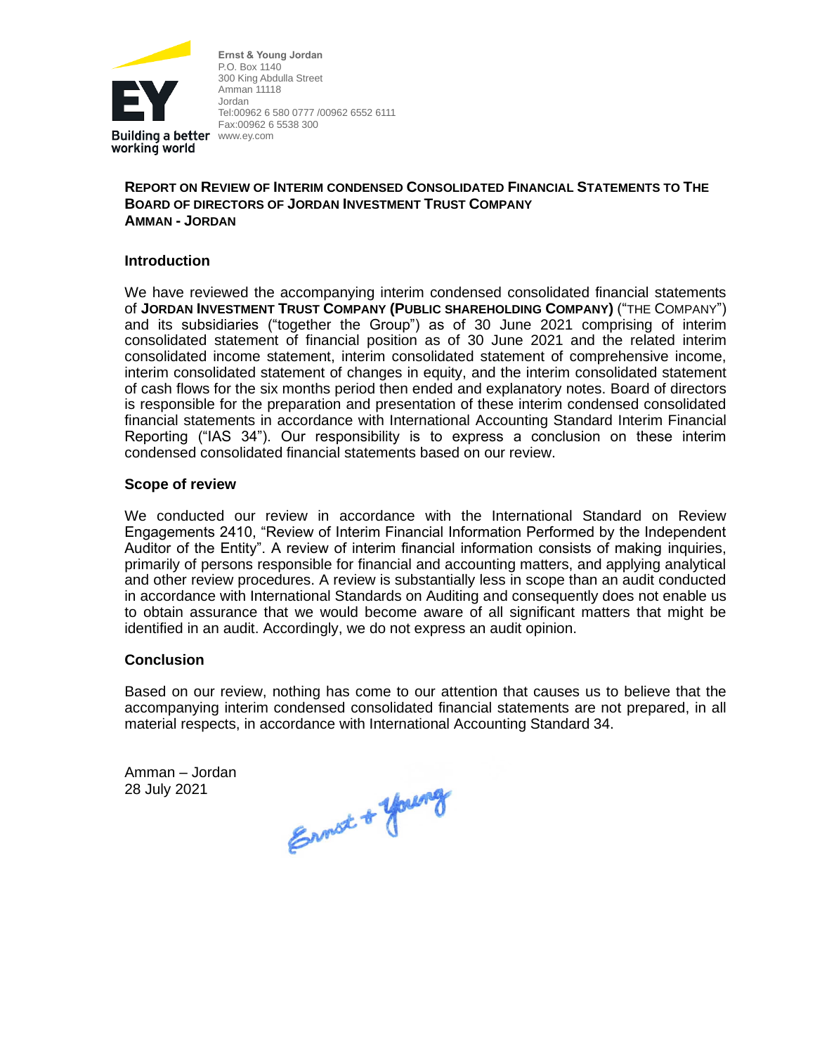Ernst & Young Jordan
P.O. Box 1140
300 King Abdulla Street
Amman 11118
Jordan
Tel:00962 6 580 0777 /00962 6552 6111
Fax:00962 6 5538 300
www.ey.com

Building a better working world

**REPORT ON REVIEW OF INTERIM CONDENSED CONSOLIDATED FINANCIAL STATEMENTS TO THE BOARD OF DIRECTORS OF JORDAN INVESTMENT TRUST COMPANY**
**AMMAN - JORDAN**

## Introduction

We have reviewed the accompanying interim condensed consolidated financial statements of **JORDAN INVESTMENT TRUST COMPANY (PUBLIC SHAREHOLDING COMPANY)** ("THE COMPANY") and its subsidiaries ("together the Group") as of 30 June 2021 comprising of interim consolidated statement of financial position as of 30 June 2021 and the related interim consolidated income statement, interim consolidated statement of comprehensive income, interim consolidated statement of changes in equity, and the interim consolidated statement of cash flows for the six months period then ended and explanatory notes. Board of directors is responsible for the preparation and presentation of these interim condensed consolidated financial statements in accordance with International Accounting Standard Interim Financial Reporting ("IAS 34"). Our responsibility is to express a conclusion on these interim condensed consolidated financial statements based on our review.

## Scope of review

We conducted our review in accordance with the International Standard on Review Engagements 2410, "Review of Interim Financial Information Performed by the Independent Auditor of the Entity". A review of interim financial information consists of making inquiries, primarily of persons responsible for financial and accounting matters, and applying analytical and other review procedures. A review is substantially less in scope than an audit conducted in accordance with International Standards on Auditing and consequently does not enable us to obtain assurance that we would become aware of all significant matters that might be identified in an audit. Accordingly, we do not express an audit opinion.

## Conclusion

Based on our review, nothing has come to our attention that causes us to believe that the accompanying interim condensed consolidated financial statements are not prepared, in all material respects, in accordance with International Accounting Standard 34.

Amman – Jordan
28 July 2021

Ernst + Young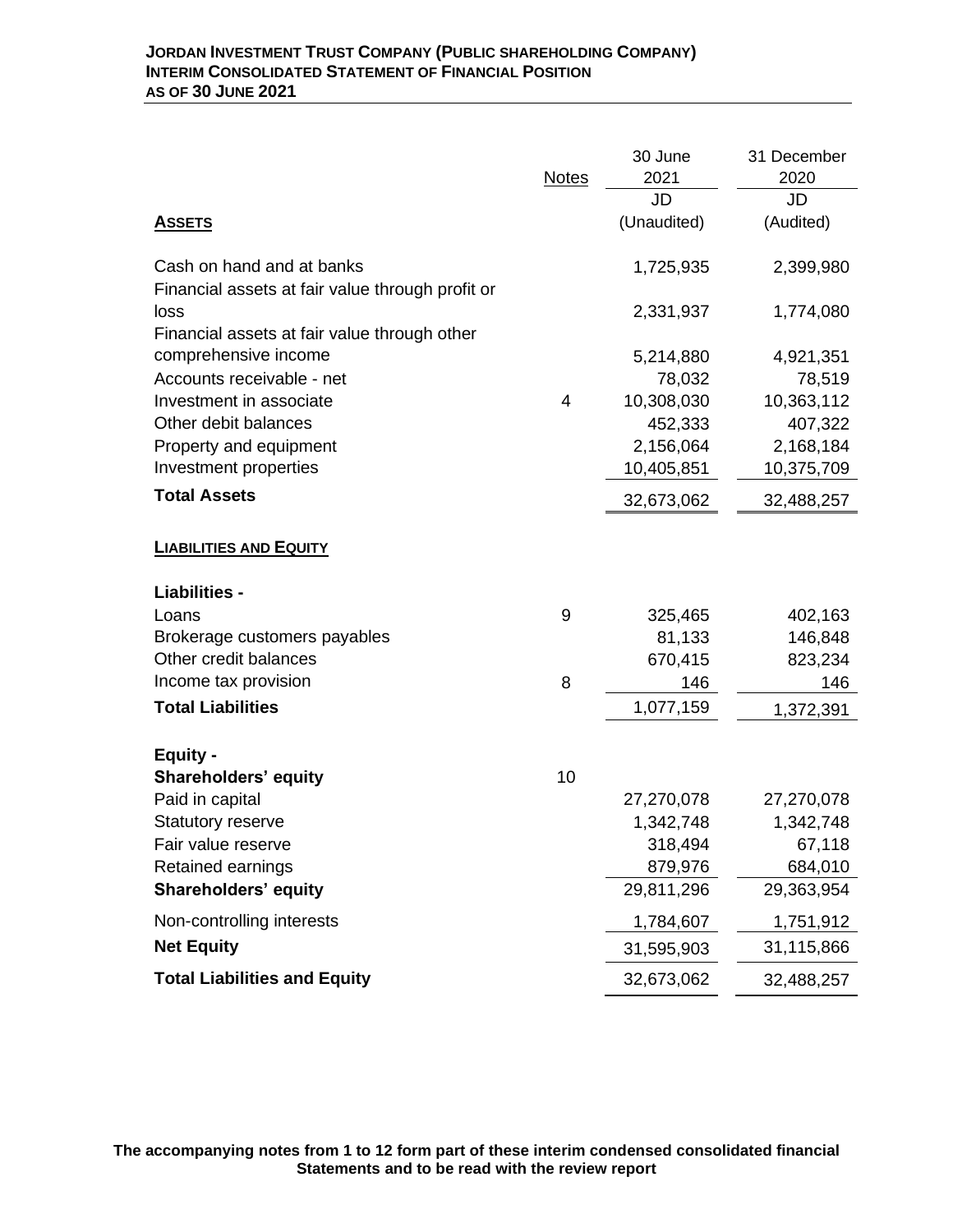**JORDAN INVESTMENT TRUST COMPANY (PUBLIC SHAREHOLDING COMPANY)**
**INTERIM CONSOLIDATED STATEMENT OF FINANCIAL POSITION**
**AS OF 30 JUNE 2021**

| | Notes | 30 June 2021 | 31 December 2020 |
|---|---|---|---|
| | | JD | JD |
| **ASSETS** | | (Unaudited) | (Audited) |
| Cash on hand and at banks | | 1,725,935 | 2,399,980 |
| Financial assets at fair value through profit or loss | | 2,331,937 | 1,774,080 |
| Financial assets at fair value through other comprehensive income | | 5,214,880 | 4,921,351 |
| Accounts receivable - net | | 78,032 | 78,519 |
| Investment in associate | 4 | 10,308,030 | 10,363,112 |
| Other debit balances | | 452,333 | 407,322 |
| Property and equipment | | 2,156,064 | 2,168,184 |
| Investment properties | | 10,405,851 | 10,375,709 |
| **Total Assets** | | 32,673,062 | 32,488,257 |
| **LIABILITIES AND EQUITY** | | | |
| **Liabilities -** | | | |
| Loans | 9 | 325,465 | 402,163 |
| Brokerage customers payables | | 81,133 | 146,848 |
| Other credit balances | | 670,415 | 823,234 |
| Income tax provision | 8 | 146 | 146 |
| **Total Liabilities** | | 1,077,159 | 1,372,391 |
| **Equity -** | | | |
| **Shareholders' equity** | 10 | | |
| Paid in capital | | 27,270,078 | 27,270,078 |
| Statutory reserve | | 1,342,748 | 1,342,748 |
| Fair value reserve | | 318,494 | 67,118 |
| Retained earnings | | 879,976 | 684,010 |
| **Shareholders' equity** | | 29,811,296 | 29,363,954 |
| Non-controlling interests | | 1,784,607 | 1,751,912 |
| **Net Equity** | | 31,595,903 | 31,115,866 |
| **Total Liabilities and Equity** | | 32,673,062 | 32,488,257 |

**The accompanying notes from 1 to 12 form part of these interim condensed consolidated financial Statements and to be read with the review report**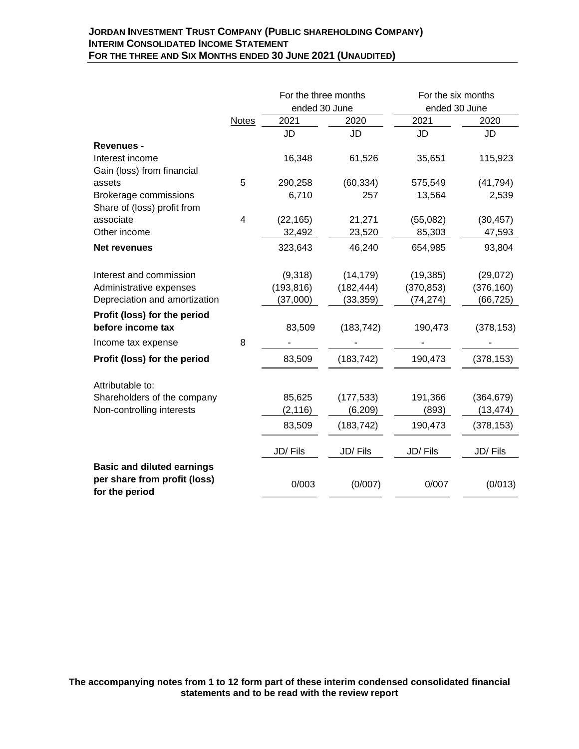**JORDAN INVESTMENT TRUST COMPANY (PUBLIC SHAREHOLDING COMPANY)**
**INTERIM CONSOLIDATED INCOME STATEMENT**
**FOR THE THREE AND SIX MONTHS ENDED 30 JUNE 2021 (UNAUDITED)**

| | | For the three months ended 30 June | | For the six months ended 30 June | |
|---|---|---|---|---|---|
| | Notes | 2021 | 2020 | 2021 | 2020 |
| | | JD | JD | JD | JD |
| **Revenues -** | | | | | |
| Interest income | | 16,348 | 61,526 | 35,651 | 115,923 |
| Gain (loss) from financial assets | 5 | 290,258 | (60,334) | 575,549 | (41,794) |
| Brokerage commissions | | 6,710 | 257 | 13,564 | 2,539 |
| Share of (loss) profit from associate | 4 | (22,165) | 21,271 | (55,082) | (30,457) |
| Other income | | 32,492 | 23,520 | 85,303 | 47,593 |
| **Net revenues** | | 323,643 | 46,240 | 654,985 | 93,804 |
| | | | | | |
| Interest and commission | | (9,318) | (14,179) | (19,385) | (29,072) |
| Administrative expenses | | (193,816) | (182,444) | (370,853) | (376,160) |
| Depreciation and amortization | | (37,000) | (33,359) | (74,274) | (66,725) |
| **Profit (loss) for the period before income tax** | | 83,509 | (183,742) | 190,473 | (378,153) |
| Income tax expense | 8 | - | - | - | - |
| **Profit (loss) for the period** | | 83,509 | (183,742) | 190,473 | (378,153) |
| | | | | | |
| Attributable to: | | | | | |
| Shareholders of the company | | 85,625 | (177,533) | 191,366 | (364,679) |
| Non-controlling interests | | (2,116) | (6,209) | (893) | (13,474) |
| | | 83,509 | (183,742) | 190,473 | (378,153) |
| | | | | | |
| | | JD/ Fils | JD/ Fils | JD/ Fils | JD/ Fils |
| **Basic and diluted earnings per share from profit (loss) for the period** | | 0/003 | (0/007) | 0/007 | (0/013) |

**The accompanying notes from 1 to 12 form part of these interim condensed consolidated financial statements and to be read with the review report**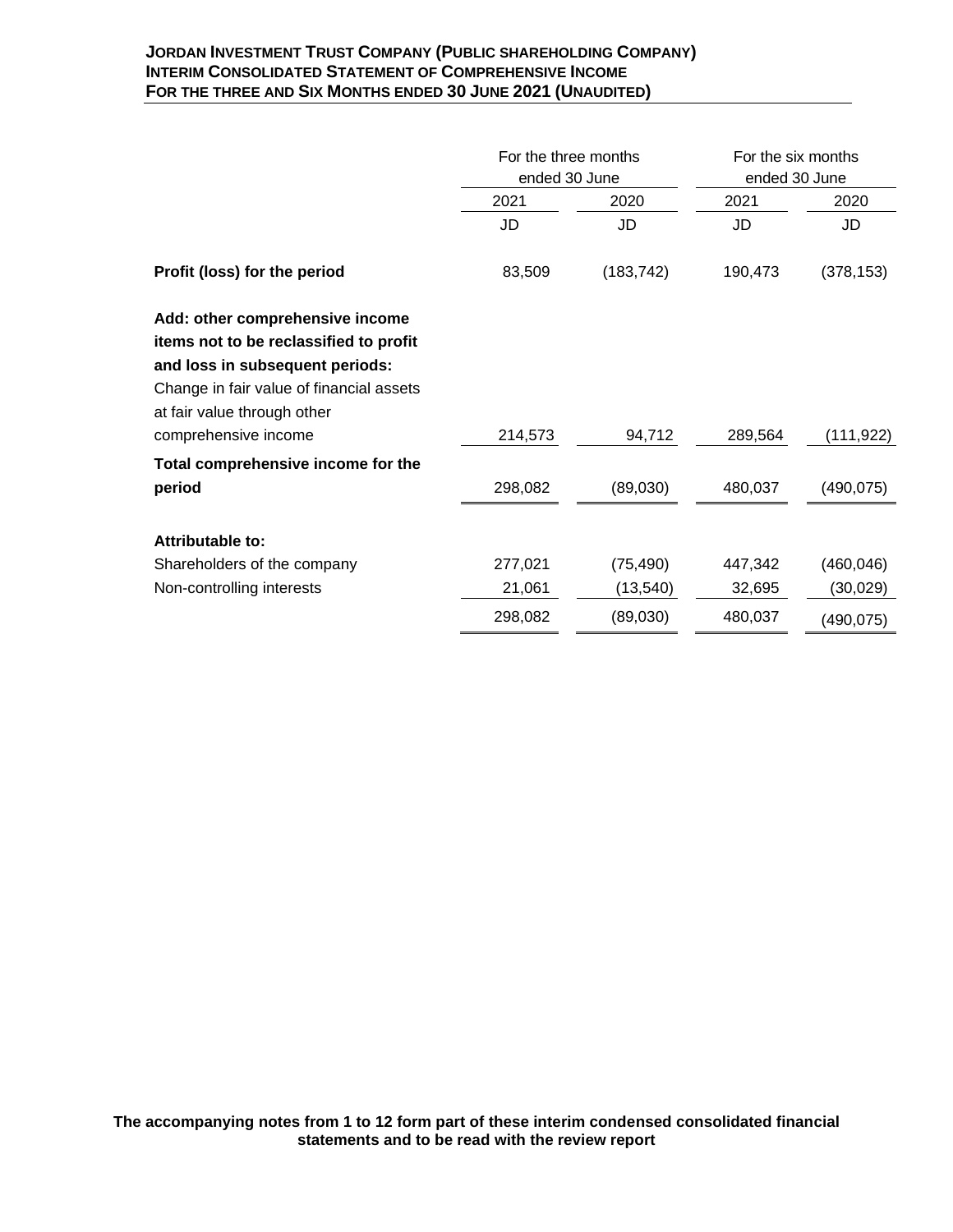**JORDAN INVESTMENT TRUST COMPANY (PUBLIC SHAREHOLDING COMPANY)**
**INTERIM CONSOLIDATED STATEMENT OF COMPREHENSIVE INCOME**
**FOR THE THREE AND SIX MONTHS ENDED 30 JUNE 2021 (UNAUDITED)**

| | For the three months ended 30 June | | For the six months ended 30 June | |
|---|---|---|---|---|
| | 2021 | 2020 | 2021 | 2020 |
| | JD | JD | JD | JD |
| **Profit (loss) for the period** | 83,509 | (183,742) | 190,473 | (378,153) |
| **Add: other comprehensive income items not to be reclassified to profit and loss in subsequent periods:** | | | | |
| Change in fair value of financial assets at fair value through other comprehensive income | 214,573 | 94,712 | 289,564 | (111,922) |
| **Total comprehensive income for the period** | 298,082 | (89,030) | 480,037 | (490,075) |
| **Attributable to:** | | | | |
| Shareholders of the company | 277,021 | (75,490) | 447,342 | (460,046) |
| Non-controlling interests | 21,061 | (13,540) | 32,695 | (30,029) |
| | 298,082 | (89,030) | 480,037 | (490,075) |

**The accompanying notes from 1 to 12 form part of these interim condensed consolidated financial statements and to be read with the review report**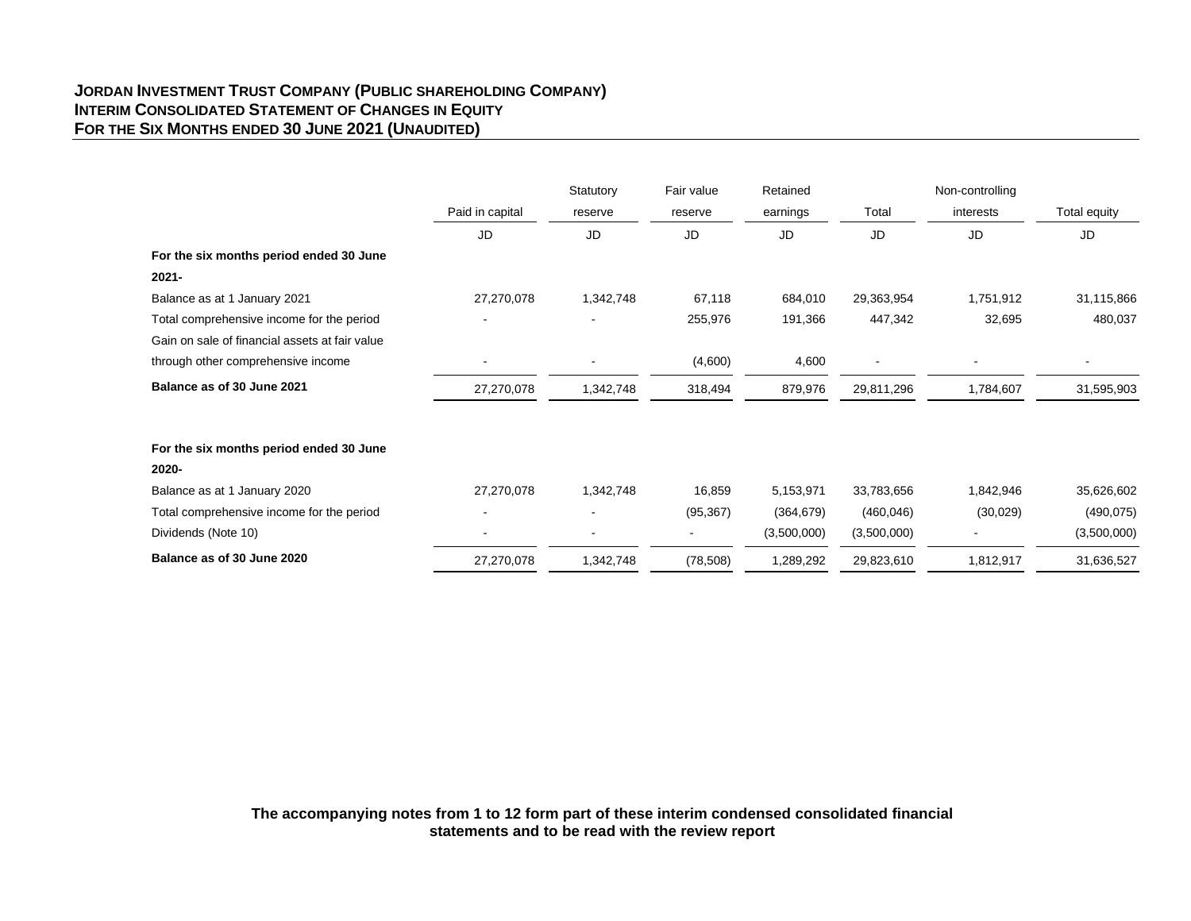**JORDAN INVESTMENT TRUST COMPANY (PUBLIC SHAREHOLDING COMPANY)**
**INTERIM CONSOLIDATED STATEMENT OF CHANGES IN EQUITY**
**FOR THE SIX MONTHS ENDED 30 JUNE 2021 (UNAUDITED)**

| | Paid in capital | Statutory reserve | Fair value reserve | Retained earnings | Total | Non-controlling interests | Total equity |
|---|---|---|---|---|---|---|---|
| | JD | JD | JD | JD | JD | JD | JD |
| **For the six months period ended 30 June 2021-** | | | | | | | |
| Balance as at 1 January 2021 | 27,270,078 | 1,342,748 | 67,118 | 684,010 | 29,363,954 | 1,751,912 | 31,115,866 |
| Total comprehensive income for the period | - | - | 255,976 | 191,366 | 447,342 | 32,695 | 480,037 |
| Gain on sale of financial assets at fair value through other comprehensive income | - | - | (4,600) | 4,600 | - | - | - |
| **Balance as of 30 June 2021** | 27,270,078 | 1,342,748 | 318,494 | 879,976 | 29,811,296 | 1,784,607 | 31,595,903 |
| | | | | | | | |
| **For the six months period ended 30 June 2020-** | | | | | | | |
| Balance as at 1 January 2020 | 27,270,078 | 1,342,748 | 16,859 | 5,153,971 | 33,783,656 | 1,842,946 | 35,626,602 |
| Total comprehensive income for the period | - | - | (95,367) | (364,679) | (460,046) | (30,029) | (490,075) |
| Dividends (Note 10) | - | - | - | (3,500,000) | (3,500,000) | - | (3,500,000) |
| **Balance as of 30 June 2020** | 27,270,078 | 1,342,748 | (78,508) | 1,289,292 | 29,823,610 | 1,812,917 | 31,636,527 |

**The accompanying notes from 1 to 12 form part of these interim condensed consolidated financial statements and to be read with the review report**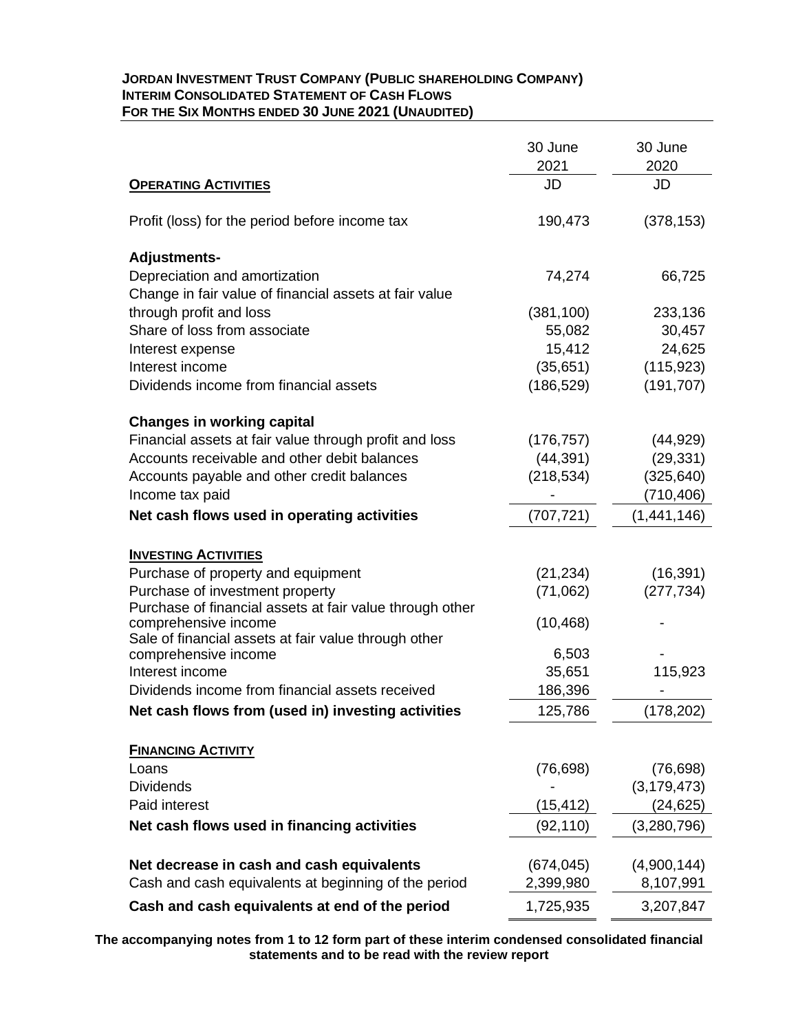**JORDAN INVESTMENT TRUST COMPANY (PUBLIC SHAREHOLDING COMPANY)**
**INTERIM CONSOLIDATED STATEMENT OF CASH FLOWS**
**FOR THE SIX MONTHS ENDED 30 JUNE 2021 (UNAUDITED)**

| | 30 June 2021 | 30 June 2020 |
|---|---|---|
| **OPERATING ACTIVITIES** | JD | JD |
| Profit (loss) for the period before income tax | 190,473 | (378,153) |
| **Adjustments-** | | |
| Depreciation and amortization | 74,274 | 66,725 |
| Change in fair value of financial assets at fair value through profit and loss | (381,100) | 233,136 |
| Share of loss from associate | 55,082 | 30,457 |
| Interest expense | 15,412 | 24,625 |
| Interest income | (35,651) | (115,923) |
| Dividends income from financial assets | (186,529) | (191,707) |
| **Changes in working capital** | | |
| Financial assets at fair value through profit and loss | (176,757) | (44,929) |
| Accounts receivable and other debit balances | (44,391) | (29,331) |
| Accounts payable and other credit balances | (218,534) | (325,640) |
| Income tax paid | - | (710,406) |
| **Net cash flows used in operating activities** | (707,721) | (1,441,146) |
| **INVESTING ACTIVITIES** | | |
| Purchase of property and equipment | (21,234) | (16,391) |
| Purchase of investment property | (71,062) | (277,734) |
| Purchase of financial assets at fair value through other comprehensive income | (10,468) | - |
| Sale of financial assets at fair value through other comprehensive income | 6,503 | - |
| Interest income | 35,651 | 115,923 |
| Dividends income from financial assets received | 186,396 | - |
| **Net cash flows from (used in) investing activities** | 125,786 | (178,202) |
| **FINANCING ACTIVITY** | | |
| Loans | (76,698) | (76,698) |
| Dividends | - | (3,179,473) |
| Paid interest | (15,412) | (24,625) |
| **Net cash flows used in financing activities** | (92,110) | (3,280,796) |
| **Net decrease in cash and cash equivalents** | (674,045) | (4,900,144) |
| Cash and cash equivalents at beginning of the period | 2,399,980 | 8,107,991 |
| **Cash and cash equivalents at end of the period** | 1,725,935 | 3,207,847 |

**The accompanying notes from 1 to 12 form part of these interim condensed consolidated financial statements and to be read with the review report**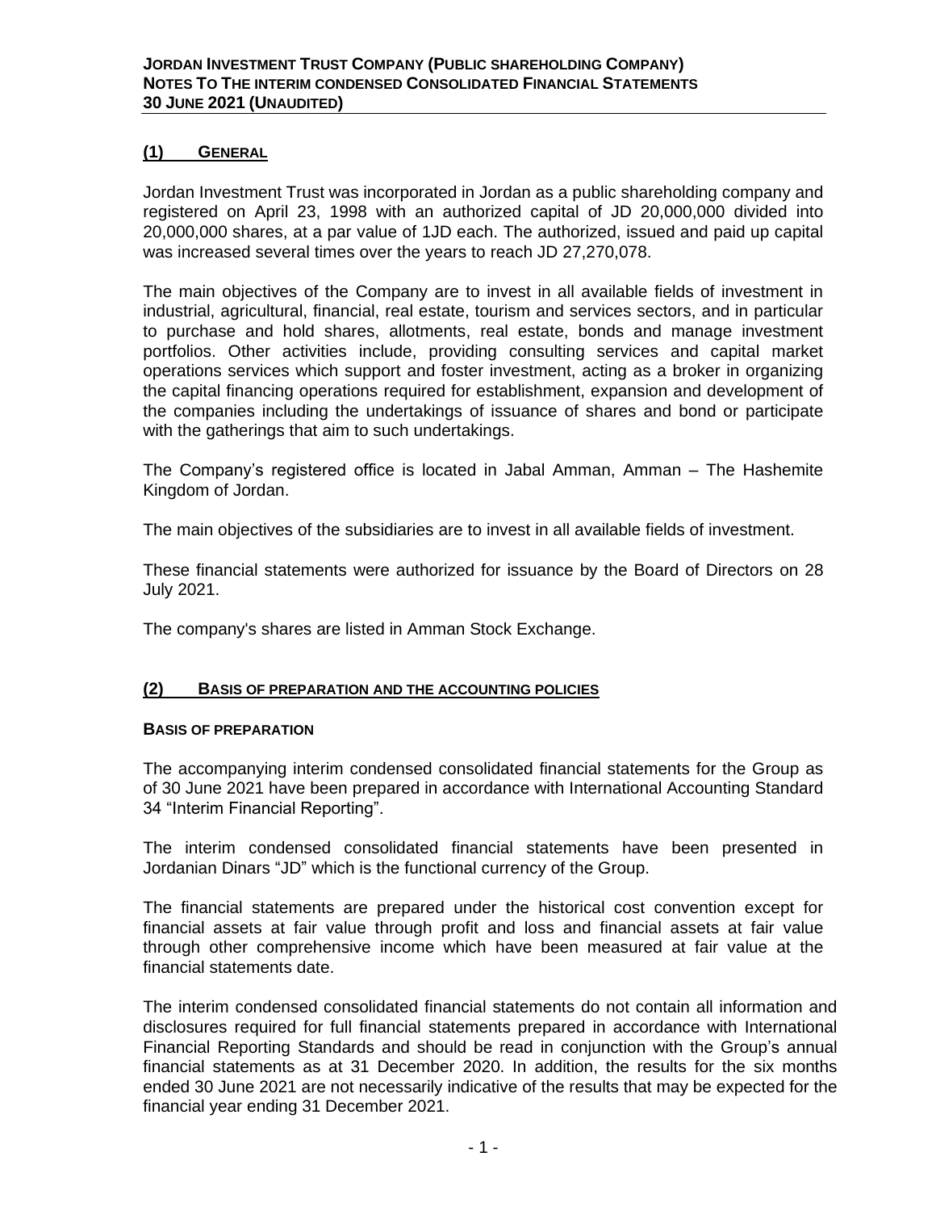## (1) General

Jordan Investment Trust was incorporated in Jordan as a public shareholding company and registered on April 23, 1998 with an authorized capital of JD 20,000,000 divided into 20,000,000 shares, at a par value of 1JD each. The authorized, issued and paid up capital was increased several times over the years to reach JD 27,270,078.

The main objectives of the Company are to invest in all available fields of investment in industrial, agricultural, financial, real estate, tourism and services sectors, and in particular to purchase and hold shares, allotments, real estate, bonds and manage investment portfolios. Other activities include, providing consulting services and capital market operations services which support and foster investment, acting as a broker in organizing the capital financing operations required for establishment, expansion and development of the companies including the undertakings of issuance of shares and bond or participate with the gatherings that aim to such undertakings.

The Company's registered office is located in Jabal Amman, Amman – The Hashemite Kingdom of Jordan.

The main objectives of the subsidiaries are to invest in all available fields of investment.

These financial statements were authorized for issuance by the Board of Directors on 28 July 2021.

The company's shares are listed in Amman Stock Exchange.

## (2) Basis of preparation and the accounting policies

### Basis of preparation

The accompanying interim condensed consolidated financial statements for the Group as of 30 June 2021 have been prepared in accordance with International Accounting Standard 34 "Interim Financial Reporting".

The interim condensed consolidated financial statements have been presented in Jordanian Dinars "JD" which is the functional currency of the Group.

The financial statements are prepared under the historical cost convention except for financial assets at fair value through profit and loss and financial assets at fair value through other comprehensive income which have been measured at fair value at the financial statements date.

The interim condensed consolidated financial statements do not contain all information and disclosures required for full financial statements prepared in accordance with International Financial Reporting Standards and should be read in conjunction with the Group's annual financial statements as at 31 December 2020. In addition, the results for the six months ended 30 June 2021 are not necessarily indicative of the results that may be expected for the financial year ending 31 December 2021.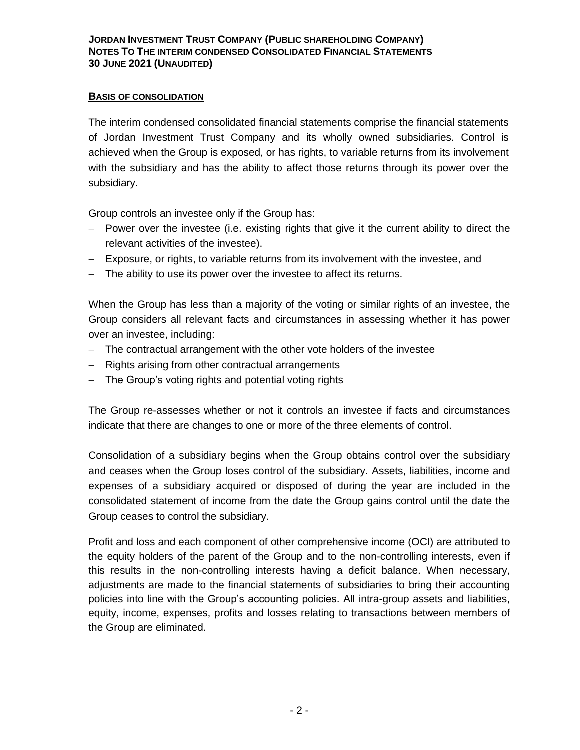## BASIS OF CONSOLIDATION

The interim condensed consolidated financial statements comprise the financial statements of Jordan Investment Trust Company and its wholly owned subsidiaries. Control is achieved when the Group is exposed, or has rights, to variable returns from its involvement with the subsidiary and has the ability to affect those returns through its power over the subsidiary.

Group controls an investee only if the Group has:

- Power over the investee (i.e. existing rights that give it the current ability to direct the relevant activities of the investee).
- Exposure, or rights, to variable returns from its involvement with the investee, and
- The ability to use its power over the investee to affect its returns.

When the Group has less than a majority of the voting or similar rights of an investee, the Group considers all relevant facts and circumstances in assessing whether it has power over an investee, including:

- The contractual arrangement with the other vote holders of the investee
- Rights arising from other contractual arrangements
- The Group's voting rights and potential voting rights

The Group re-assesses whether or not it controls an investee if facts and circumstances indicate that there are changes to one or more of the three elements of control.

Consolidation of a subsidiary begins when the Group obtains control over the subsidiary and ceases when the Group loses control of the subsidiary. Assets, liabilities, income and expenses of a subsidiary acquired or disposed of during the year are included in the consolidated statement of income from the date the Group gains control until the date the Group ceases to control the subsidiary.

Profit and loss and each component of other comprehensive income (OCI) are attributed to the equity holders of the parent of the Group and to the non-controlling interests, even if this results in the non-controlling interests having a deficit balance. When necessary, adjustments are made to the financial statements of subsidiaries to bring their accounting policies into line with the Group's accounting policies. All intra-group assets and liabilities, equity, income, expenses, profits and losses relating to transactions between members of the Group are eliminated.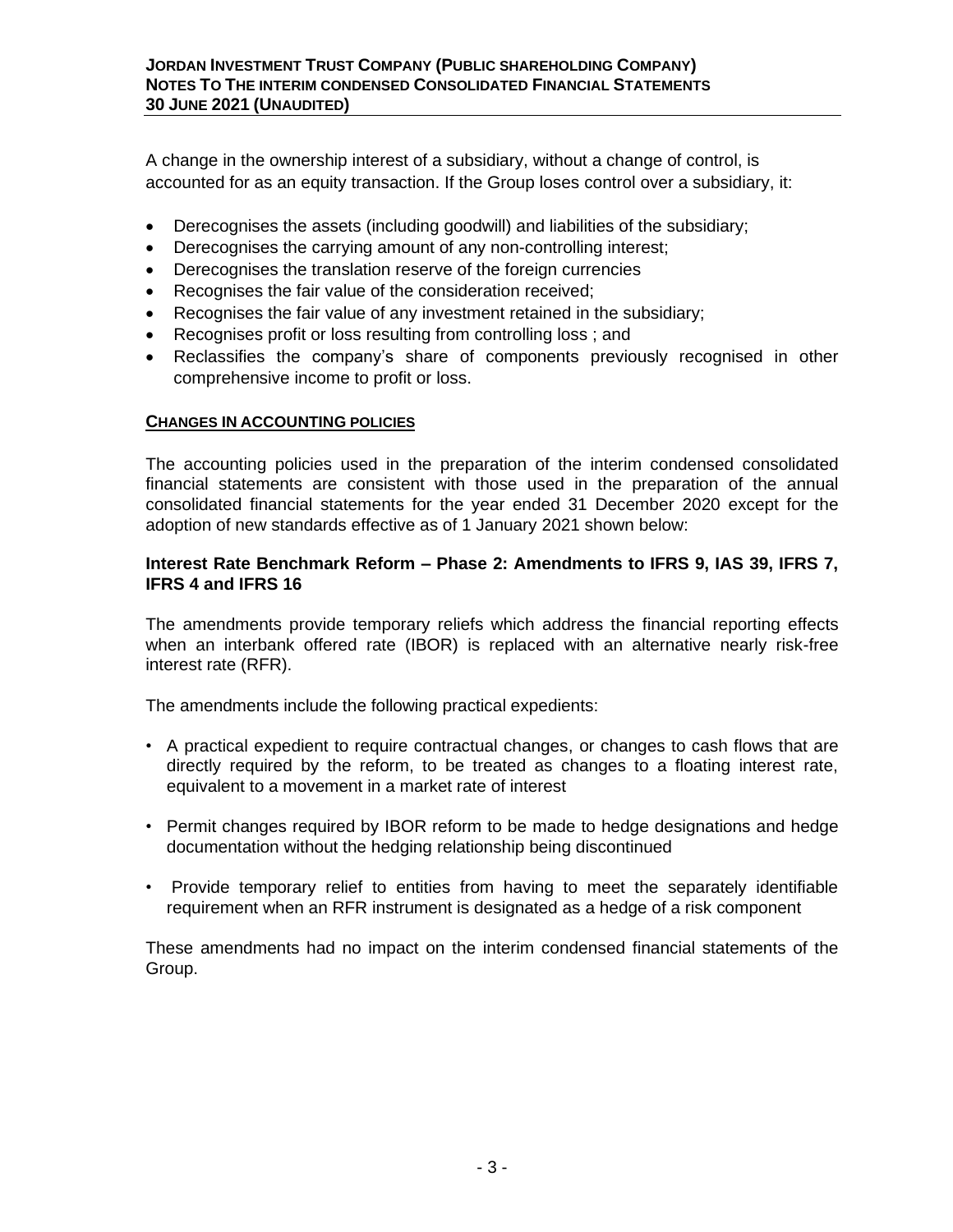A change in the ownership interest of a subsidiary, without a change of control, is accounted for as an equity transaction. If the Group loses control over a subsidiary, it:

- Derecognises the assets (including goodwill) and liabilities of the subsidiary;
- Derecognises the carrying amount of any non-controlling interest;
- Derecognises the translation reserve of the foreign currencies
- Recognises the fair value of the consideration received;
- Recognises the fair value of any investment retained in the subsidiary;
- Recognises profit or loss resulting from controlling loss ; and
- Reclassifies the company's share of components previously recognised in other comprehensive income to profit or loss.

**CHANGES IN ACCOUNTING POLICIES**

The accounting policies used in the preparation of the interim condensed consolidated financial statements are consistent with those used in the preparation of the annual consolidated financial statements for the year ended 31 December 2020 except for the adoption of new standards effective as of 1 January 2021 shown below:

**Interest Rate Benchmark Reform – Phase 2: Amendments to IFRS 9, IAS 39, IFRS 7, IFRS 4 and IFRS 16**

The amendments provide temporary reliefs which address the financial reporting effects when an interbank offered rate (IBOR) is replaced with an alternative nearly risk-free interest rate (RFR).

The amendments include the following practical expedients:

- A practical expedient to require contractual changes, or changes to cash flows that are directly required by the reform, to be treated as changes to a floating interest rate, equivalent to a movement in a market rate of interest
- Permit changes required by IBOR reform to be made to hedge designations and hedge documentation without the hedging relationship being discontinued
- Provide temporary relief to entities from having to meet the separately identifiable requirement when an RFR instrument is designated as a hedge of a risk component

These amendments had no impact on the interim condensed financial statements of the Group.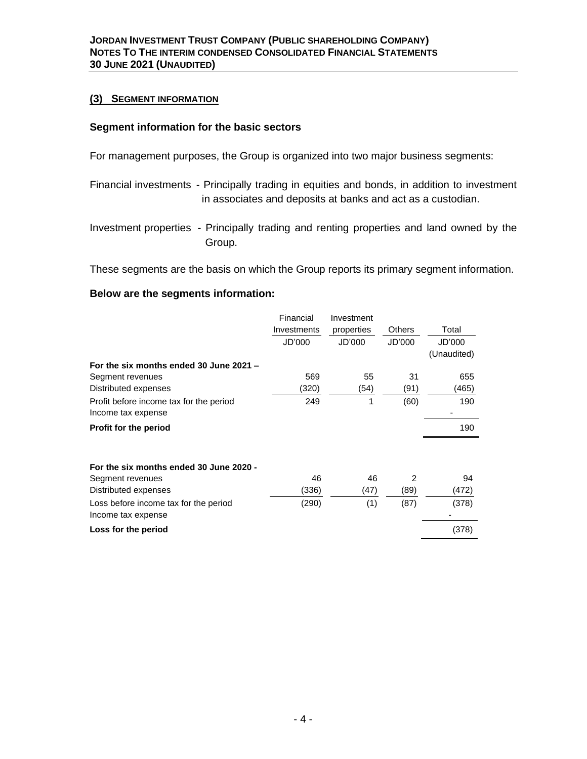## (3) SEGMENT INFORMATION

### Segment information for the basic sectors

For management purposes, the Group is organized into two major business segments:

Financial investments - Principally trading in equities and bonds, in addition to investment in associates and deposits at banks and act as a custodian.

Investment properties - Principally trading and renting properties and land owned by the Group.

These segments are the basis on which the Group reports its primary segment information.

### Below are the segments information:

| | Financial Investments | Investment properties | Others | Total |
|---|---|---|---|---|
| | JD'000 | JD'000 | JD'000 | JD'000 (Unaudited) |
| **For the six months ended 30 June 2021 –** | | | | |
| Segment revenues | 569 | 55 | 31 | 655 |
| Distributed expenses | (320) | (54) | (91) | (465) |
| Profit before income tax for the period | 249 | 1 | (60) | 190 |
| Income tax expense | | | | - |
| **Profit for the period** | | | | 190 |
| | | | | |
| **For the six months ended 30 June 2020 -** | | | | |
| Segment revenues | 46 | 46 | 2 | 94 |
| Distributed expenses | (336) | (47) | (89) | (472) |
| Loss before income tax for the period | (290) | (1) | (87) | (378) |
| Income tax expense | | | | - |
| **Loss for the period** | | | | (378) |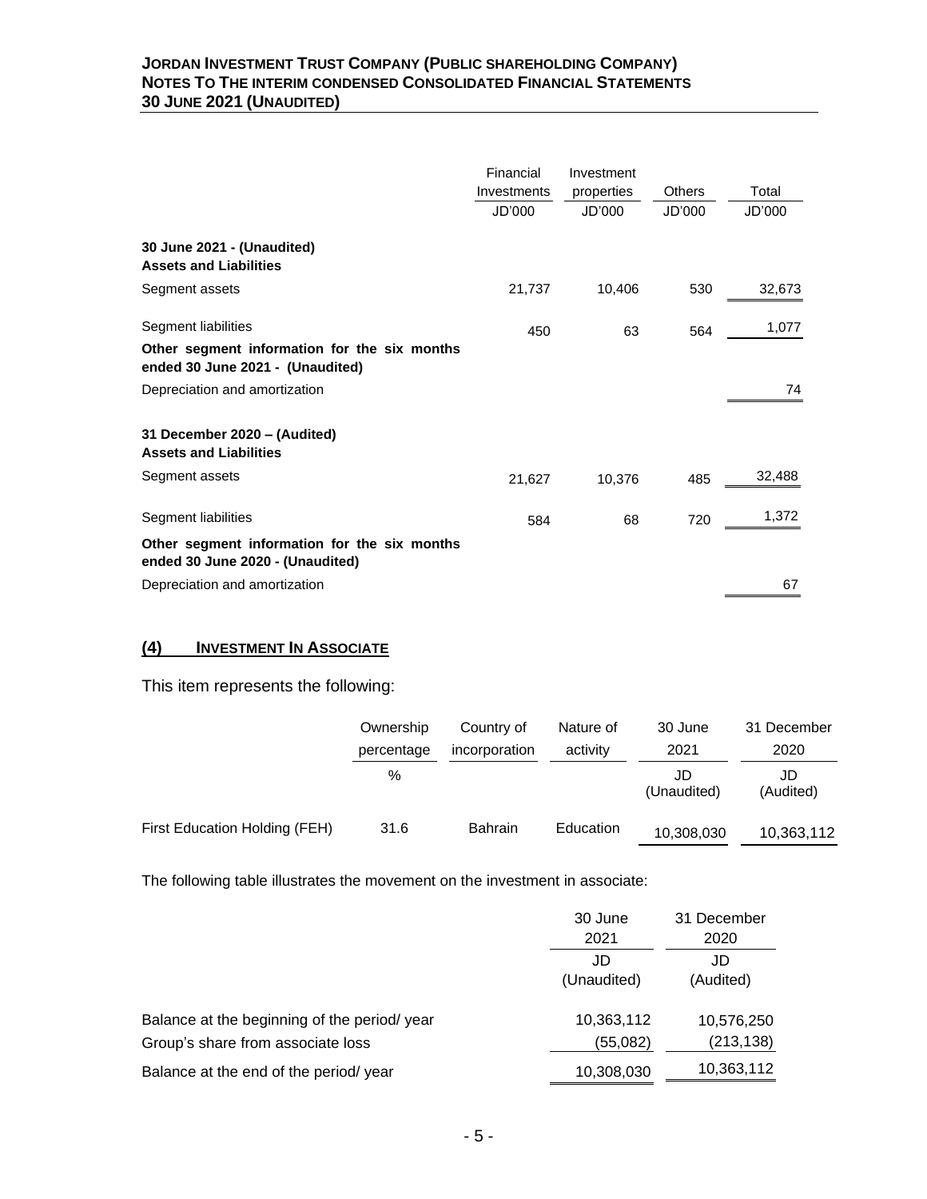| | Financial Investments | Investment properties | Others | Total |
|---|---|---|---|---|
| | JD'000 | JD'000 | JD'000 | JD'000 |
| **30 June 2021 - (Unaudited)** | | | | |
| **Assets and Liabilities** | | | | |
| Segment assets | 21,737 | 10,406 | 530 | 32,673 |
| Segment liabilities | 450 | 63 | 564 | 1,077 |
| **Other segment information for the six months ended 30 June 2021 - (Unaudited)** | | | | |
| Depreciation and amortization | | | | 74 |
| **31 December 2020 – (Audited)** | | | | |
| **Assets and Liabilities** | | | | |
| Segment assets | 21,627 | 10,376 | 485 | 32,488 |
| Segment liabilities | 584 | 68 | 720 | 1,372 |
| **Other segment information for the six months ended 30 June 2020 - (Unaudited)** | | | | |
| Depreciation and amortization | | | | 67 |

## (4) INVESTMENT IN ASSOCIATE

This item represents the following:

| | Ownership percentage | Country of incorporation | Nature of activity | 30 June 2021 | 31 December 2020 |
|---|---|---|---|---|---|
| | % | | | JD (Unaudited) | JD (Audited) |
| First Education Holding (FEH) | 31.6 | Bahrain | Education | 10,308,030 | 10,363,112 |

The following table illustrates the movement on the investment in associate:

| | 30 June 2021 | 31 December 2020 |
|---|---|---|
| | JD (Unaudited) | JD (Audited) |
| Balance at the beginning of the period/ year | 10,363,112 | 10,576,250 |
| Group's share from associate loss | (55,082) | (213,138) |
| Balance at the end of the period/ year | 10,308,030 | 10,363,112 |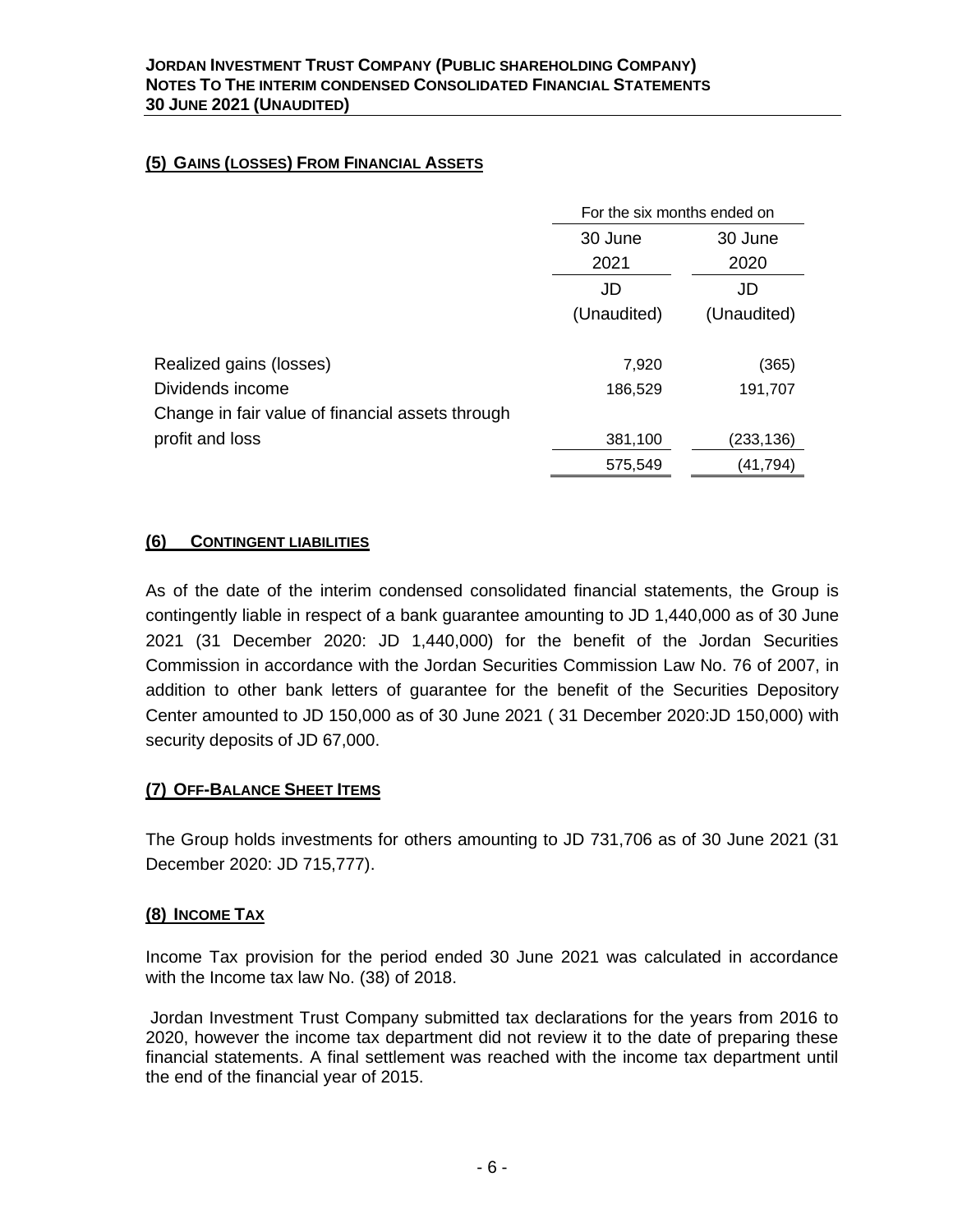## (5) Gains (Losses) From Financial Assets

| | For the six months ended on | |
|---|---|---|
| | 30 June 2021 | 30 June 2020 |
| | JD | JD |
| | (Unaudited) | (Unaudited) |
| Realized gains (losses) | 7,920 | (365) |
| Dividends income | 186,529 | 191,707 |
| Change in fair value of financial assets through profit and loss | 381,100 | (233,136) |
| | 575,549 | (41,794) |

## (6) Contingent liabilities

As of the date of the interim condensed consolidated financial statements, the Group is contingently liable in respect of a bank guarantee amounting to JD 1,440,000 as of 30 June 2021 (31 December 2020: JD 1,440,000) for the benefit of the Jordan Securities Commission in accordance with the Jordan Securities Commission Law No. 76 of 2007, in addition to other bank letters of guarantee for the benefit of the Securities Depository Center amounted to JD 150,000 as of 30 June 2021 ( 31 December 2020:JD 150,000) with security deposits of JD 67,000.

## (7) Off-Balance Sheet Items

The Group holds investments for others amounting to JD 731,706 as of 30 June 2021 (31 December 2020: JD 715,777).

## (8) Income Tax

Income Tax provision for the period ended 30 June 2021 was calculated in accordance with the Income tax law No. (38) of 2018.

Jordan Investment Trust Company submitted tax declarations for the years from 2016 to 2020, however the income tax department did not review it to the date of preparing these financial statements. A final settlement was reached with the income tax department until the end of the financial year of 2015.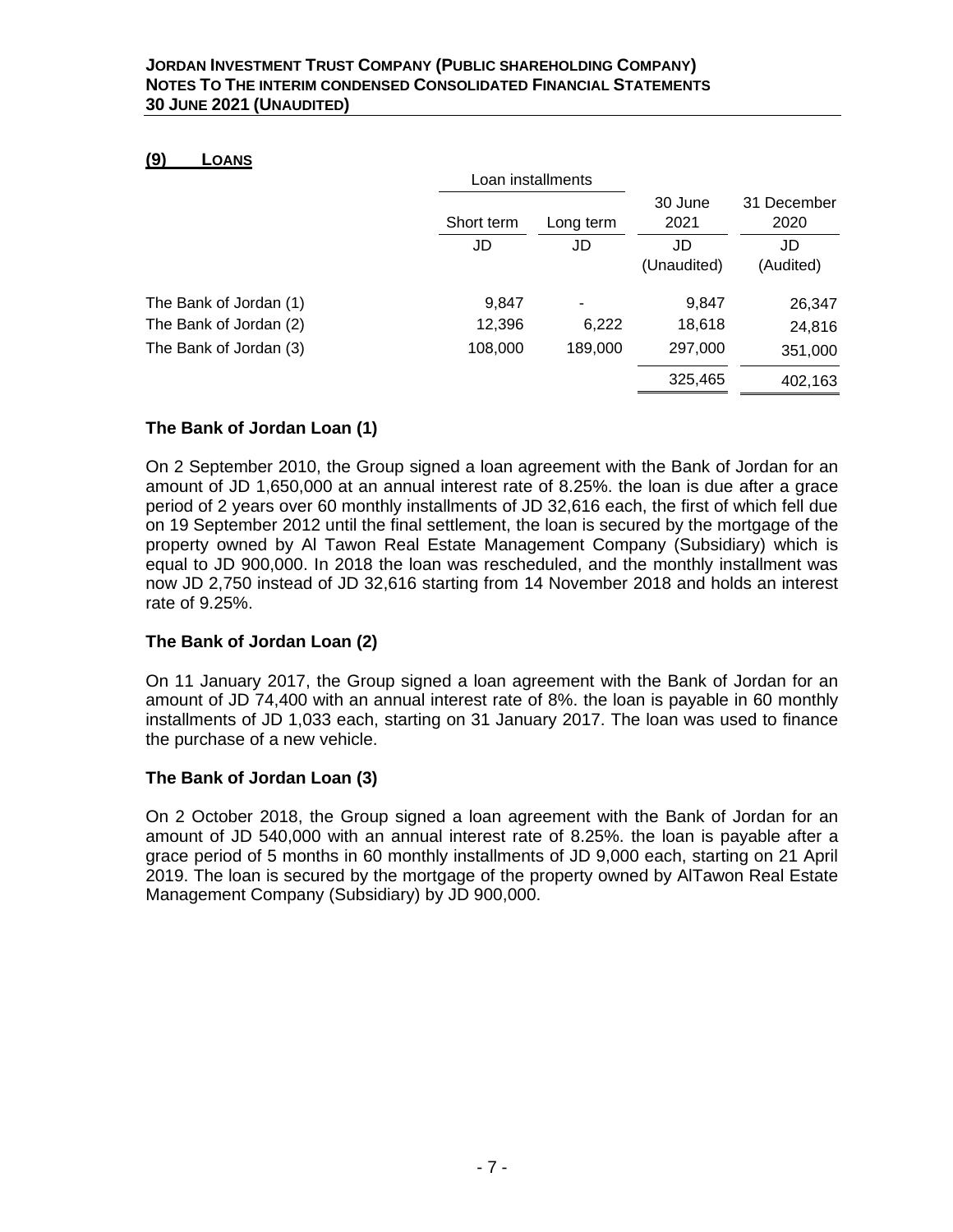## (9) LOANS

| | Loan installments | | 30 June 2021 | 31 December 2020 |
|---|---|---|---|---|
| | Short term | Long term | | |
| | JD | JD | JD (Unaudited) | JD (Audited) |
| The Bank of Jordan (1) | 9,847 | - | 9,847 | 26,347 |
| The Bank of Jordan (2) | 12,396 | 6,222 | 18,618 | 24,816 |
| The Bank of Jordan (3) | 108,000 | 189,000 | 297,000 | 351,000 |
| | | | 325,465 | 402,163 |

### The Bank of Jordan Loan (1)

On 2 September 2010, the Group signed a loan agreement with the Bank of Jordan for an amount of JD 1,650,000 at an annual interest rate of 8.25%. the loan is due after a grace period of 2 years over 60 monthly installments of JD 32,616 each, the first of which fell due on 19 September 2012 until the final settlement, the loan is secured by the mortgage of the property owned by Al Tawon Real Estate Management Company (Subsidiary) which is equal to JD 900,000. In 2018 the loan was rescheduled, and the monthly installment was now JD 2,750 instead of JD 32,616 starting from 14 November 2018 and holds an interest rate of 9.25%.

### The Bank of Jordan Loan (2)

On 11 January 2017, the Group signed a loan agreement with the Bank of Jordan for an amount of JD 74,400 with an annual interest rate of 8%. the loan is payable in 60 monthly installments of JD 1,033 each, starting on 31 January 2017. The loan was used to finance the purchase of a new vehicle.

### The Bank of Jordan Loan (3)

On 2 October 2018, the Group signed a loan agreement with the Bank of Jordan for an amount of JD 540,000 with an annual interest rate of 8.25%. the loan is payable after a grace period of 5 months in 60 monthly installments of JD 9,000 each, starting on 21 April 2019. The loan is secured by the mortgage of the property owned by AlTawon Real Estate Management Company (Subsidiary) by JD 900,000.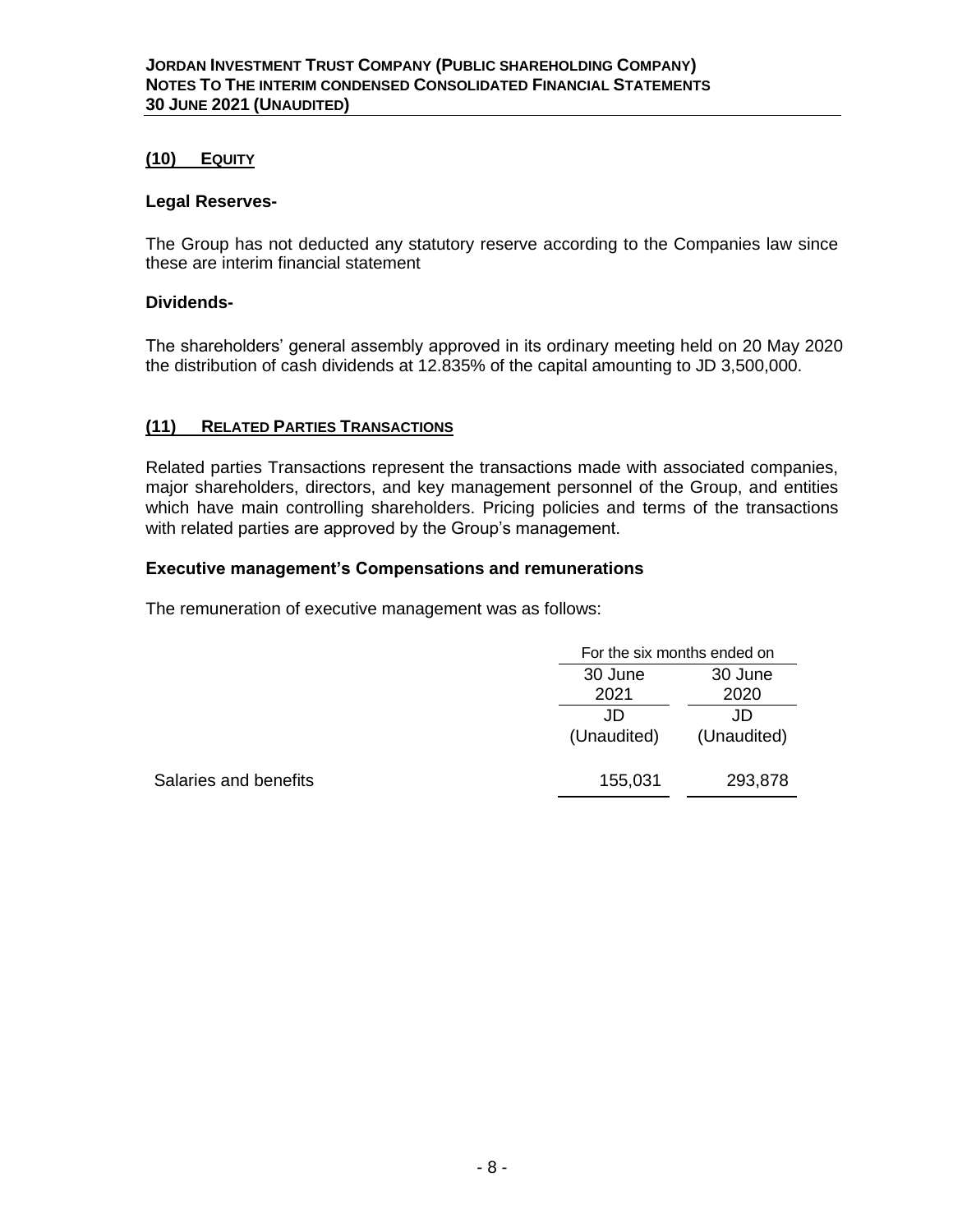## (10) EQUITY

### Legal Reserves-

The Group has not deducted any statutory reserve according to the Companies law since these are interim financial statement

### Dividends-

The shareholders' general assembly approved in its ordinary meeting held on 20 May 2020 the distribution of cash dividends at 12.835% of the capital amounting to JD 3,500,000.

## (11) RELATED PARTIES TRANSACTIONS

Related parties Transactions represent the transactions made with associated companies, major shareholders, directors, and key management personnel of the Group, and entities which have main controlling shareholders. Pricing policies and terms of the transactions with related parties are approved by the Group's management.

### Executive management's Compensations and remunerations

The remuneration of executive management was as follows:

| | For the six months ended on | |
|---|---|---|
| | 30 June 2021 | 30 June 2020 |
| | JD (Unaudited) | JD (Unaudited) |
| Salaries and benefits | 155,031 | 293,878 |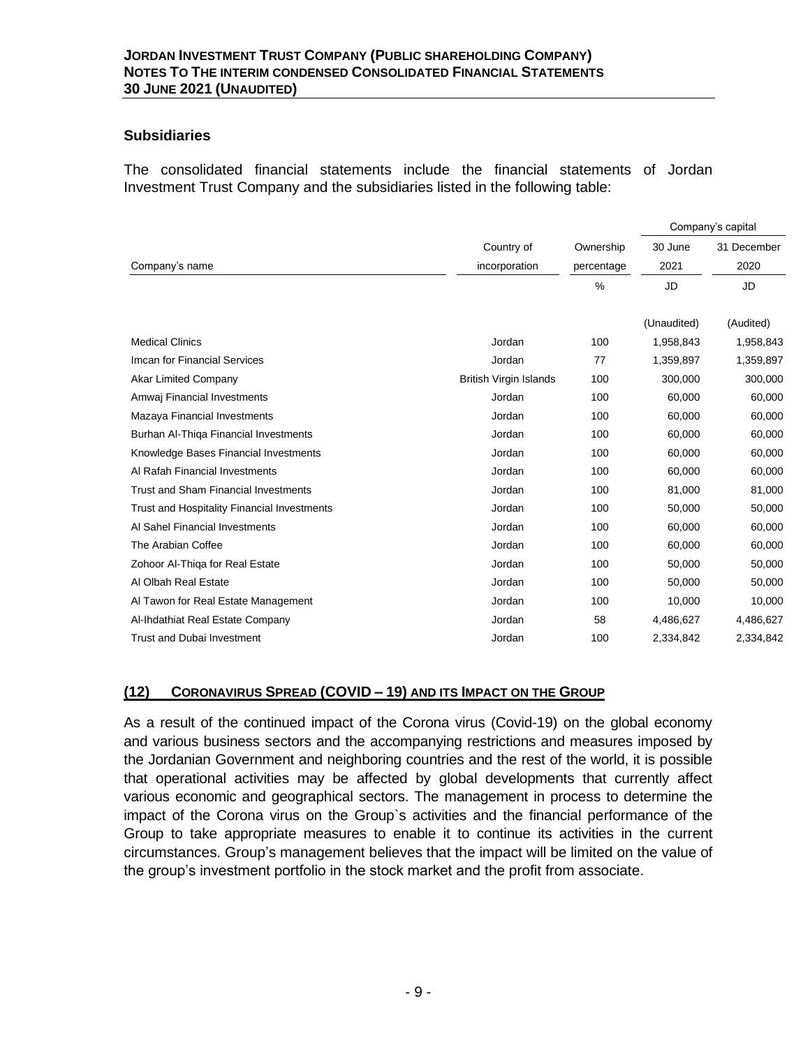### Subsidiaries

The consolidated financial statements include the financial statements of Jordan Investment Trust Company and the subsidiaries listed in the following table:

| Company's name | Country of incorporation | Ownership percentage | Company's capital 30 June 2021 | Company's capital 31 December 2020 |
|---|---|---|---|---|
| | | % | JD | JD |
| | | | (Unaudited) | (Audited) |
| Medical Clinics | Jordan | 100 | 1,958,843 | 1,958,843 |
| Imcan for Financial Services | Jordan | 77 | 1,359,897 | 1,359,897 |
| Akar Limited Company | British Virgin Islands | 100 | 300,000 | 300,000 |
| Amwaj Financial Investments | Jordan | 100 | 60,000 | 60,000 |
| Mazaya Financial Investments | Jordan | 100 | 60,000 | 60,000 |
| Burhan Al-Thiqa Financial Investments | Jordan | 100 | 60,000 | 60,000 |
| Knowledge Bases Financial Investments | Jordan | 100 | 60,000 | 60,000 |
| Al Rafah Financial Investments | Jordan | 100 | 60,000 | 60,000 |
| Trust and Sham Financial Investments | Jordan | 100 | 81,000 | 81,000 |
| Trust and Hospitality Financial Investments | Jordan | 100 | 50,000 | 50,000 |
| Al Sahel Financial Investments | Jordan | 100 | 60,000 | 60,000 |
| The Arabian Coffee | Jordan | 100 | 60,000 | 60,000 |
| Zohoor Al-Thiqa for Real Estate | Jordan | 100 | 50,000 | 50,000 |
| Al Olbah Real Estate | Jordan | 100 | 50,000 | 50,000 |
| Al Tawon for Real Estate Management | Jordan | 100 | 10,000 | 10,000 |
| Al-Ihdathiat Real Estate Company | Jordan | 58 | 4,486,627 | 4,486,627 |
| Trust and Dubai Investment | Jordan | 100 | 2,334,842 | 2,334,842 |

## (12) CORONAVIRUS SPREAD (COVID – 19) AND ITS IMPACT ON THE GROUP

As a result of the continued impact of the Corona virus (Covid-19) on the global economy and various business sectors and the accompanying restrictions and measures imposed by the Jordanian Government and neighboring countries and the rest of the world, it is possible that operational activities may be affected by global developments that currently affect various economic and geographical sectors. The management in process to determine the impact of the Corona virus on the Group`s activities and the financial performance of the Group to take appropriate measures to enable it to continue its activities in the current circumstances. Group's management believes that the impact will be limited on the value of the group's investment portfolio in the stock market and the profit from associate.